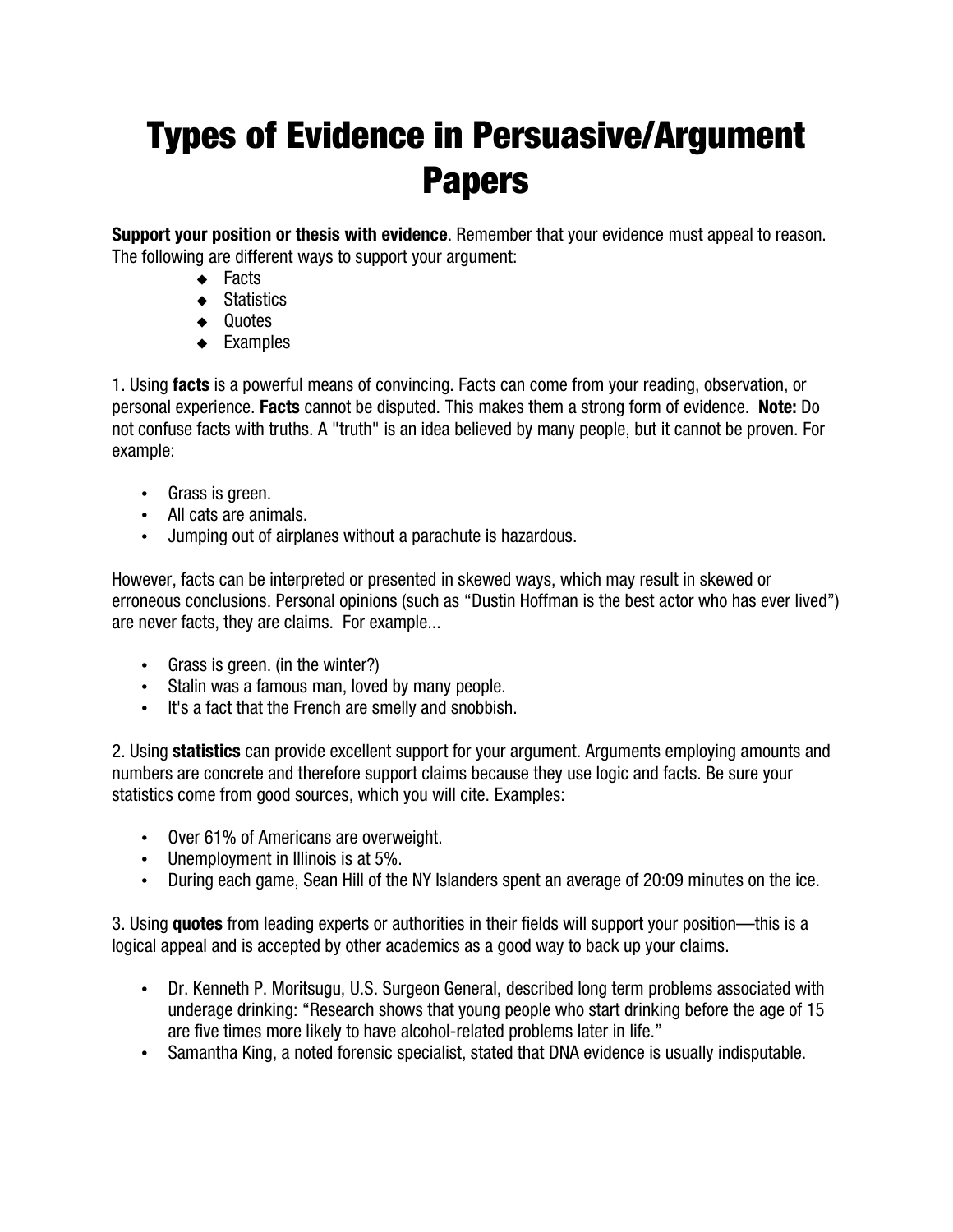# Types of Evidence in Persuasive/Argument Papers

**Support your position or thesis with evidence**. Remember that your evidence must appeal to reason. The following are different ways to support your argument:

- Facts
- Statistics
- Quotes
- Examples

1. Using **facts** is a powerful means of convincing. Facts can come from your reading, observation, or personal experience. **Facts** cannot be disputed. This makes them a strong form of evidence. **Note:** Do not confuse facts with truths. A "truth" is an idea believed by many people, but it cannot be proven. For example:

- Grass is green.
- All cats are animals.
- Jumping out of airplanes without a parachute is hazardous.

However, facts can be interpreted or presented in skewed ways, which may result in skewed or erroneous conclusions. Personal opinions (such as "Dustin Hoffman is the best actor who has ever lived") are never facts, they are claims. For example...

- Grass is green. (in the winter?)
- Stalin was a famous man, loved by many people.
- It's a fact that the French are smelly and snobbish.

2. Using **statistics** can provide excellent support for your argument. Arguments employing amounts and numbers are concrete and therefore support claims because they use logic and facts. Be sure your statistics come from good sources, which you will cite. Examples:

- Over 61% of Americans are overweight.
- Unemployment in Illinois is at 5%.
- During each game, Sean Hill of the NY Islanders spent an average of 20:09 minutes on the ice.

3. Using **quotes** from leading experts or authorities in their fields will support your position—this is a logical appeal and is accepted by other academics as a good way to back up your claims.

- Dr. Kenneth P. Moritsugu, U.S. Surgeon General, described long term problems associated with underage drinking: "Research shows that young people who start drinking before the age of 15 are five times more likely to have alcohol-related problems later in life."
- Samantha King, a noted forensic specialist, stated that DNA evidence is usually indisputable.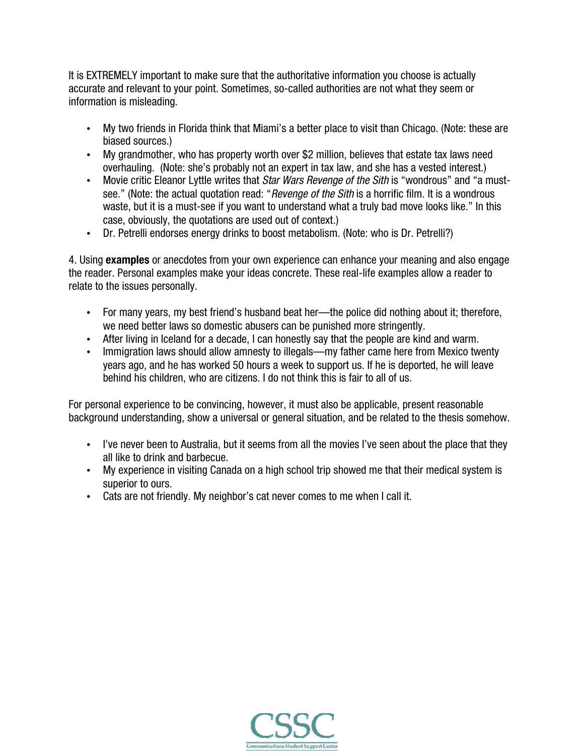It is EXTREMELY important to make sure that the authoritative information you choose is actually accurate and relevant to your point. Sometimes, so-called authorities are not what they seem or information is misleading.

- My two friends in Florida think that Miami's a better place to visit than Chicago. (Note: these are biased sources.)
- My grandmother, who has property worth over $2 million, believes that estate tax laws need overhauling. (Note: she's probably not an expert in tax law, and she has a vested interest.)
- Movie critic Eleanor Lyttle writes that *Star Wars Revenge of the Sith* is "wondrous" and "a must-see." (Note: the actual quotation read: "*Revenge of the Sith* is a horrific film. It is a wondrous waste, but it is a must-see if you want to understand what a truly bad move looks like." In this case, obviously, the quotations are used out of context.)
- Dr. Petrelli endorses energy drinks to boost metabolism. (Note: who is Dr. Petrelli?)

4. Using **examples** or anecdotes from your own experience can enhance your meaning and also engage the reader. Personal examples make your ideas concrete. These real-life examples allow a reader to relate to the issues personally.

- For many years, my best friend's husband beat her—the police did nothing about it; therefore, we need better laws so domestic abusers can be punished more stringently.
- After living in Iceland for a decade, I can honestly say that the people are kind and warm.
- Immigration laws should allow amnesty to illegals—my father came here from Mexico twenty years ago, and he has worked 50 hours a week to support us. If he is deported, he will leave behind his children, who are citizens. I do not think this is fair to all of us.

For personal experience to be convincing, however, it must also be applicable, present reasonable background understanding, show a universal or general situation, and be related to the thesis somehow.

- I've never been to Australia, but it seems from all the movies I've seen about the place that they all like to drink and barbecue.
- My experience in visiting Canada on a high school trip showed me that their medical system is superior to ours.
- Cats are not friendly. My neighbor's cat never comes to me when I call it.